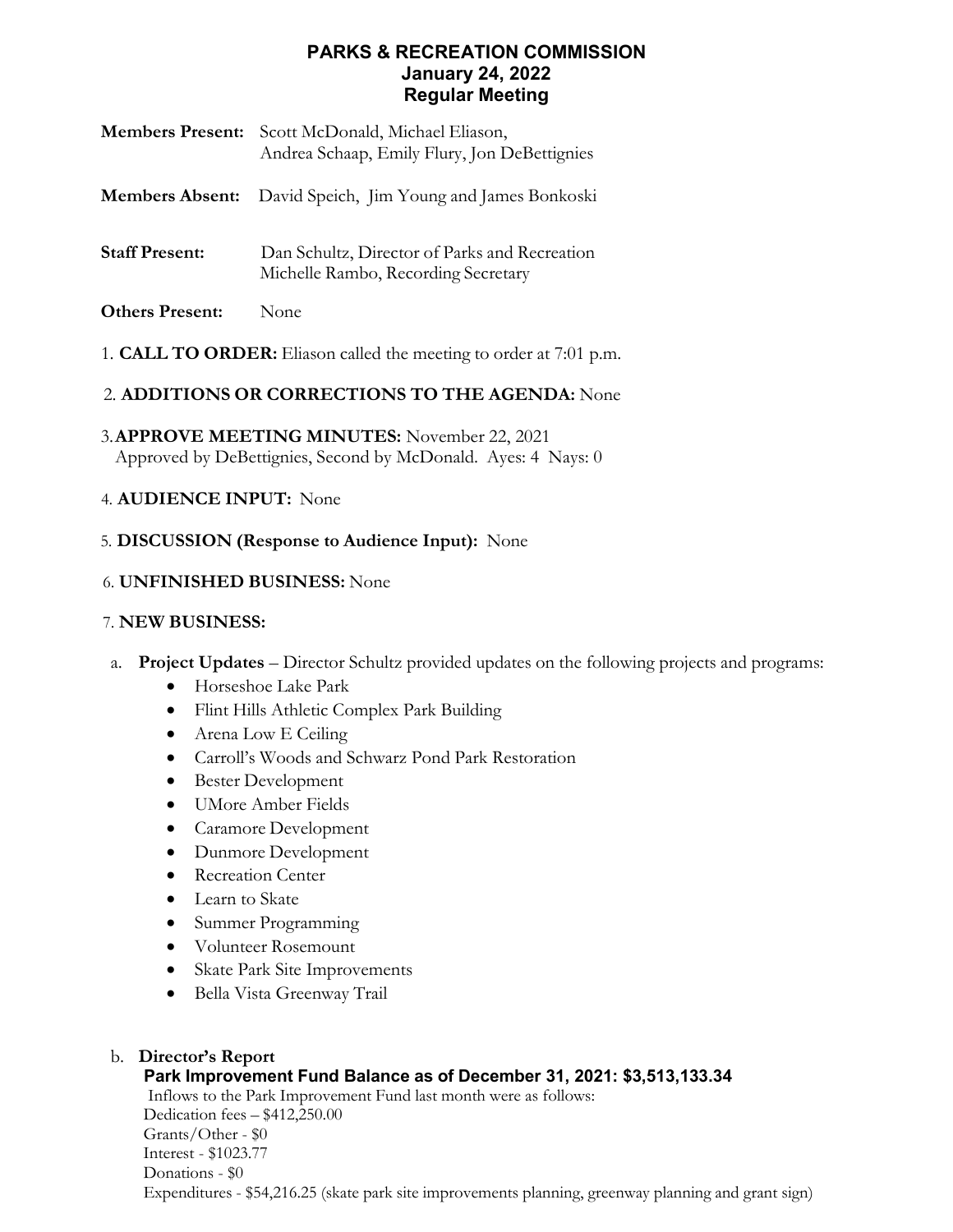# PARKS & RECREATION COMMISSION
## January 24, 2022
## Regular Meeting

**Members Present:** Scott McDonald, Michael Eliason, Andrea Schaap, Emily Flury, Jon DeBettignies

**Members Absent:** David Speich, Jim Young and James Bonkoski

**Staff Present:** Dan Schultz, Director of Parks and Recreation
Michelle Rambo, Recording Secretary

**Others Present:** None

1. **CALL TO ORDER:** Eliason called the meeting to order at 7:01 p.m.

2. **ADDITIONS OR CORRECTIONS TO THE AGENDA:** None

3. **APPROVE MEETING MINUTES:** November 22, 2021
   Approved by DeBettignies, Second by McDonald. Ayes: 4 Nays: 0

4. **AUDIENCE INPUT:** None

5. **DISCUSSION (Response to Audience Input):** None

6. **UNFINISHED BUSINESS:** None

7. **NEW BUSINESS:**

   a. **Project Updates** – Director Schultz provided updates on the following projects and programs:
      - Horseshoe Lake Park
      - Flint Hills Athletic Complex Park Building
      - Arena Low E Ceiling
      - Carroll's Woods and Schwarz Pond Park Restoration
      - Bester Development
      - UMore Amber Fields
      - Caramore Development
      - Dunmore Development
      - Recreation Center
      - Learn to Skate
      - Summer Programming
      - Volunteer Rosemount
      - Skate Park Site Improvements
      - Bella Vista Greenway Trail

   b. **Director's Report**

   **Park Improvement Fund Balance as of December 31, 2021: $3,513,133.34**

   Inflows to the Park Improvement Fund last month were as follows:
   Dedication fees – $412,250.00
   Grants/Other - $0
   Interest - $1023.77
   Donations - $0
   Expenditures - $54,216.25 (skate park site improvements planning, greenway planning and grant sign)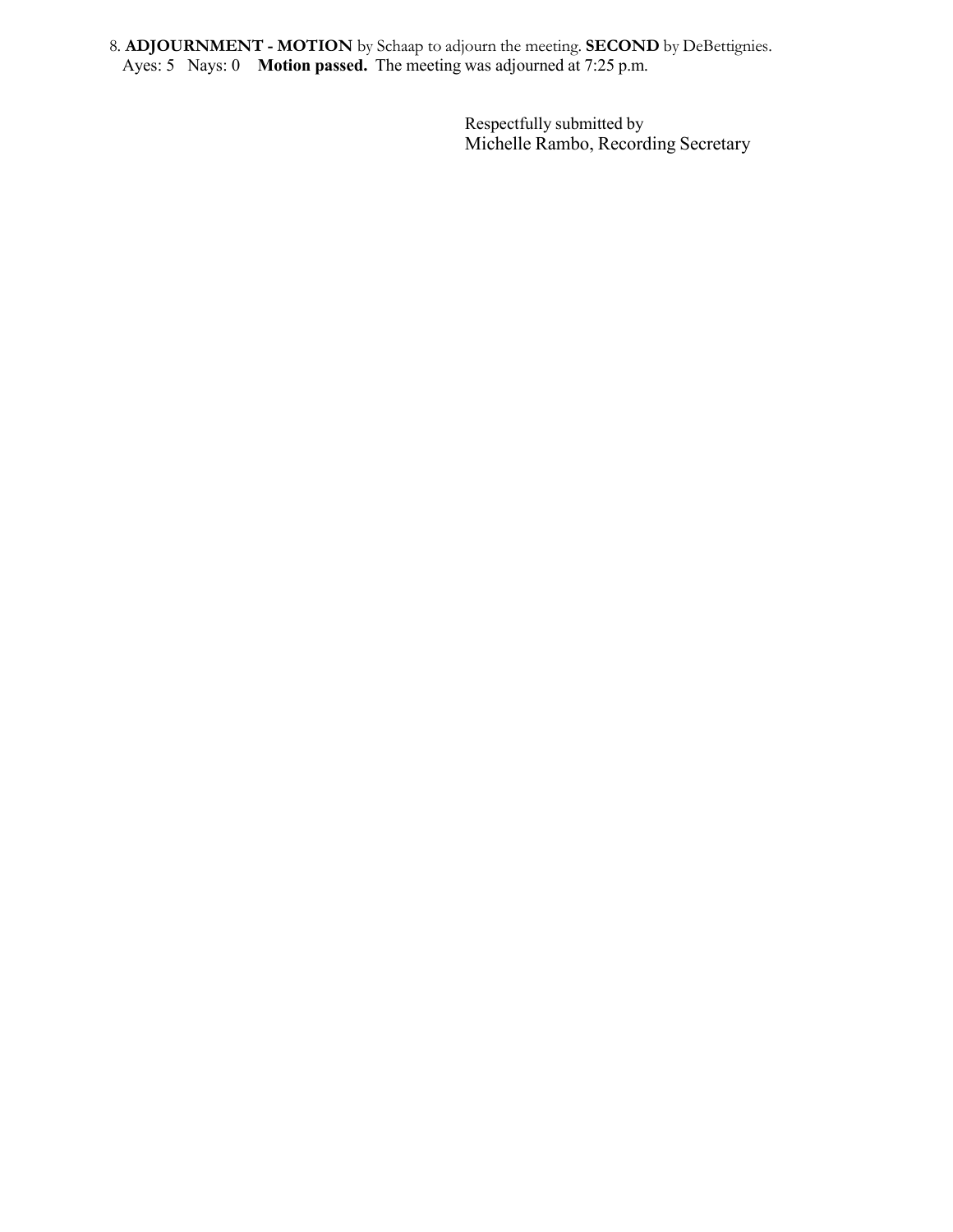8. **ADJOURNMENT - MOTION** by Schaap to adjourn the meeting. **SECOND** by DeBettignies.
Ayes: 5 Nays: 0 **Motion passed.** The meeting was adjourned at 7:25 p.m.

Respectfully submitted by
Michelle Rambo, Recording Secretary